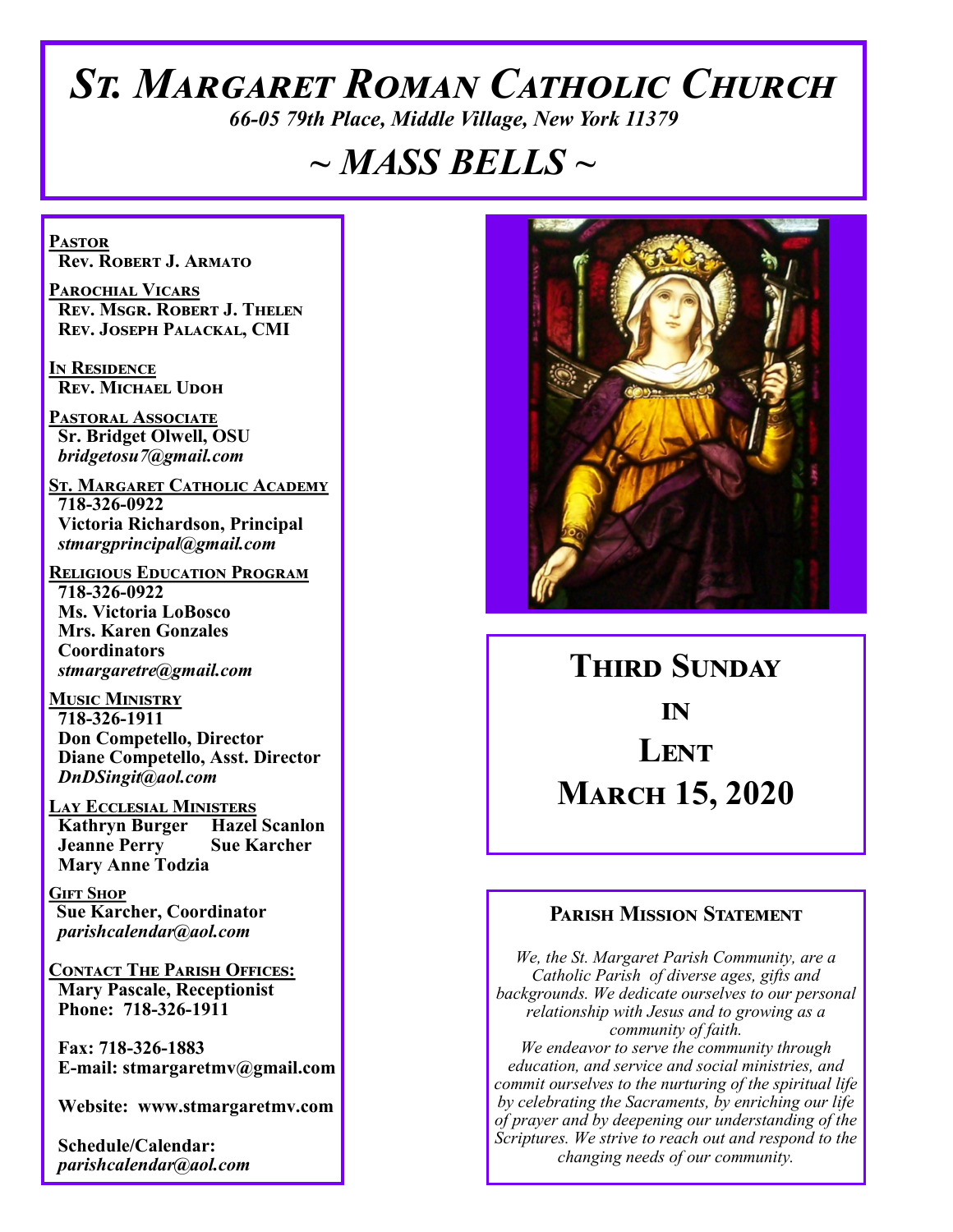# ST. MARGARET ROMAN CATHOLIC CHURCH

*66-05 79th Place, Middle Village, New York 11379*

# *~ MASS BELLS ~*

**PASTOR**
**Rev. Robert J. Armato**

**PAROCHIAL VICARS**
**Rev. Msgr. Robert J. Thelen**
**Rev. Joseph Palackal, CMI**

**IN RESIDENCE**
**Rev. Michael Udoh**

**PASTORAL ASSOCIATE**
**Sr. Bridget Olwell, OSU**
***bridgetosu7@gmail.com***

**ST. MARGARET CATHOLIC ACADEMY**
**718-326-0922**
**Victoria Richardson, Principal**
***stmargprincipal@gmail.com***

**RELIGIOUS EDUCATION PROGRAM**
**718-326-0922**
**Ms. Victoria LoBosco**
**Mrs. Karen Gonzales**
**Coordinators**
***stmargaretre@gmail.com***

**MUSIC MINISTRY**
**718-326-1911**
**Don Competello, Director**
**Diane Competello, Asst. Director**
***DnDSingit@aol.com***

**LAY ECCLESIAL MINISTERS**
**Kathryn Burger**
**Hazel Scanlon**
**Jeanne Perry**
**Sue Karcher**
**Mary Anne Todzia**

**GIFT SHOP**
**Sue Karcher, Coordinator**
***parishcalendar@aol.com***

**CONTACT THE PARISH OFFICES:**
**Mary Pascale, Receptionist**
**Phone: 718-326-1911**

**Fax: 718-326-1883**
**E-mail: stmargaretmv@gmail.com**

**Website: www.stmargaretmv.com**

**Schedule/Calendar:**
***parishcalendar@aol.com***

## THIRD SUNDAY IN LENT
## MARCH 15, 2020

### PARISH MISSION STATEMENT

*We, the St. Margaret Parish Community, are a Catholic Parish of diverse ages, gifts and backgrounds. We dedicate ourselves to our personal relationship with Jesus and to growing as a community of faith.*
*We endeavor to serve the community through education, and service and social ministries, and commit ourselves to the nurturing of the spiritual life by celebrating the Sacraments, by enriching our life of prayer and by deepening our understanding of the Scriptures. We strive to reach out and respond to the changing needs of our community.*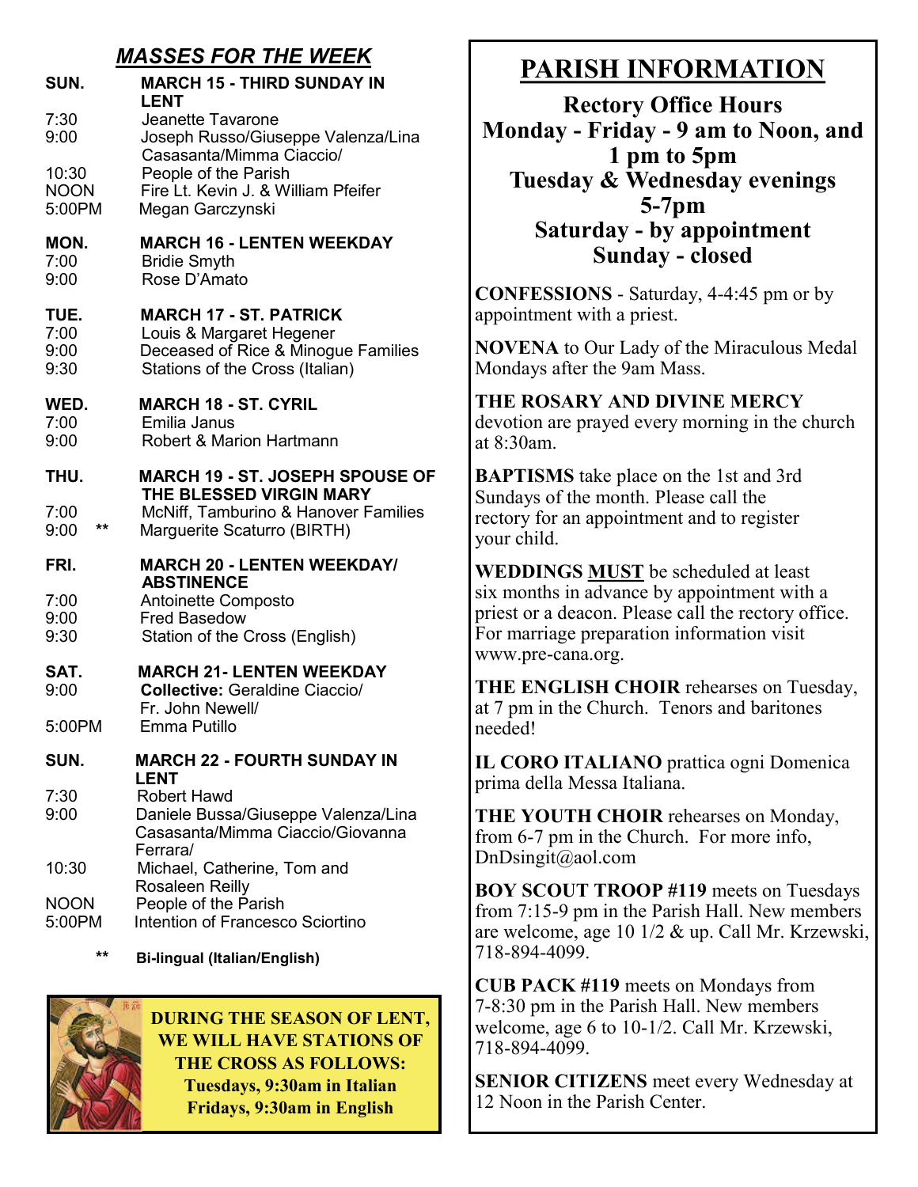## *MASSES FOR THE WEEK*

| | |
|---|---|
| **SUN.** | **MARCH 15 - THIRD SUNDAY IN LENT** |
| 7:30 | Jeanette Tavarone |
| 9:00 | Joseph Russo/Giuseppe Valenza/Lina Casasanta/Mimma Ciaccio/ |
| 10:30 | People of the Parish |
| NOON | Fire Lt. Kevin J. & William Pfeifer |
| 5:00PM | Megan Garczynski |
| **MON.** | **MARCH 16 - LENTEN WEEKDAY** |
| 7:00 | Bridie Smyth |
| 9:00 | Rose D'Amato |
| **TUE.** | **MARCH 17 - ST. PATRICK** |
| 7:00 | Louis & Margaret Hegener |
| 9:00 | Deceased of Rice & Minogue Families |
| 9:30 | Stations of the Cross (Italian) |
| **WED.** | **MARCH 18 - ST. CYRIL** |
| 7:00 | Emilia Janus |
| 9:00 | Robert & Marion Hartmann |
| **THU.** | **MARCH 19 - ST. JOSEPH SPOUSE OF THE BLESSED VIRGIN MARY** |
| 7:00 | McNiff, Tamburino & Hanover Families |
| 9:00 ** | Marguerite Scaturro (BIRTH) |
| **FRI.** | **MARCH 20 - LENTEN WEEKDAY/ ABSTINENCE** |
| 7:00 | Antoinette Composto |
| 9:00 | Fred Basedow |
| 9:30 | Station of the Cross (English) |
| **SAT.** | **MARCH 21- LENTEN WEEKDAY** |
| 9:00 | **Collective:** Geraldine Ciaccio/ Fr. John Newell/ |
| 5:00PM | Emma Putillo |
| **SUN.** | **MARCH 22 - FOURTH SUNDAY IN LENT** |
| 7:30 | Robert Hawd |
| 9:00 | Daniele Bussa/Giuseppe Valenza/Lina Casasanta/Mimma Ciaccio/Giovanna Ferrara/ |
| 10:30 | Michael, Catherine, Tom and Rosaleen Reilly |
| NOON | People of the Parish |
| 5:00PM | Intention of Francesco Sciortino |

** **Bi-lingual (Italian/English)**

**DURING THE SEASON OF LENT, WE WILL HAVE STATIONS OF THE CROSS AS FOLLOWS:**
**Tuesdays, 9:30am in Italian**
**Fridays, 9:30am in English**

# PARISH INFORMATION

**Rectory Office Hours**
**Monday - Friday - 9 am to Noon, and 1 pm to 5pm**
**Tuesday & Wednesday evenings 5-7pm**
**Saturday - by appointment**
**Sunday - closed**

**CONFESSIONS** - Saturday, 4-4:45 pm or by appointment with a priest.

**NOVENA** to Our Lady of the Miraculous Medal Mondays after the 9am Mass.

**THE ROSARY AND DIVINE MERCY** devotion are prayed every morning in the church at 8:30am.

**BAPTISMS** take place on the 1st and 3rd Sundays of the month. Please call the rectory for an appointment and to register your child.

**WEDDINGS MUST** be scheduled at least six months in advance by appointment with a priest or a deacon. Please call the rectory office. For marriage preparation information visit www.pre-cana.org.

**THE ENGLISH CHOIR** rehearses on Tuesday, at 7 pm in the Church. Tenors and baritones needed!

**IL CORO ITALIANO** prattica ogni Domenica prima della Messa Italiana.

**THE YOUTH CHOIR** rehearses on Monday, from 6-7 pm in the Church. For more info, DnDsingit@aol.com

**BOY SCOUT TROOP #119** meets on Tuesdays from 7:15-9 pm in the Parish Hall. New members are welcome, age 10 1/2 & up. Call Mr. Krzewski, 718-894-4099.

**CUB PACK #119** meets on Mondays from 7-8:30 pm in the Parish Hall. New members welcome, age 6 to 10-1/2. Call Mr. Krzewski, 718-894-4099.

**SENIOR CITIZENS** meet every Wednesday at 12 Noon in the Parish Center.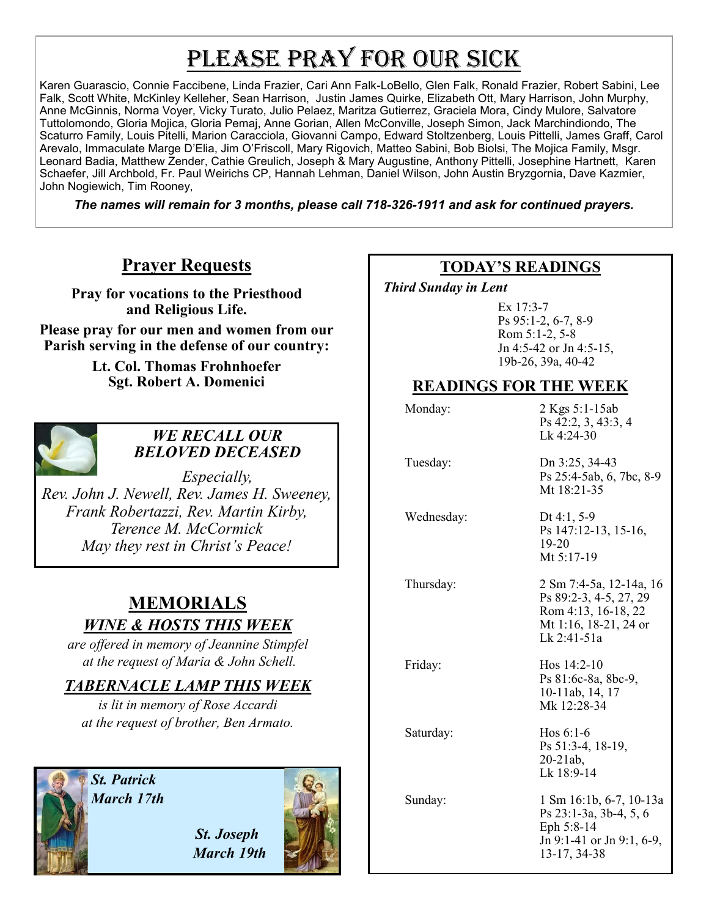# Please Pray for Our Sick

Karen Guarascio, Connie Faccibene, Linda Frazier, Cari Ann Falk-LoBello, Glen Falk, Ronald Frazier, Robert Sabini, Lee Falk, Scott White, McKinley Kelleher, Sean Harrison, Justin James Quirke, Elizabeth Ott, Mary Harrison, John Murphy, Anne McGinnis, Norma Voyer, Vicky Turato, Julio Pelaez, Maritza Gutierrez, Graciela Mora, Cindy Mulore, Salvatore Tuttolomondo, Gloria Mojica, Gloria Pemaj, Anne Gorian, Allen McConville, Joseph Simon, Jack Marchindiondo, The Scaturro Family, Louis Pitelli, Marion Caracciola, Giovanni Campo, Edward Stoltzenberg, Louis Pittelli, James Graff, Carol Arevalo, Immaculate Marge D'Elia, Jim O'Friscoll, Mary Rigovich, Matteo Sabini, Bob Biolsi, The Mojica Family, Msgr. Leonard Badia, Matthew Zender, Cathie Greulich, Joseph & Mary Augustine, Anthony Pittelli, Josephine Hartnett, Karen Schaefer, Jill Archbold, Fr. Paul Weirichs CP, Hannah Lehman, Daniel Wilson, John Austin Bryzgornia, Dave Kazmier, John Nogiewich, Tim Rooney,

***The names will remain for 3 months, please call 718-326-1911 and ask for continued prayers.***

## Prayer Requests

**Pray for vocations to the Priesthood and Religious Life.**

**Please pray for our men and women from our Parish serving in the defense of our country:**

**Lt. Col. Thomas Frohnhoefer**
**Sgt. Robert A. Domenici**

### *WE RECALL OUR BELOVED DECEASED*

*Especially,*
*Rev. John J. Newell, Rev. James H. Sweeney, Frank Robertazzi, Rev. Martin Kirby, Terence M. McCormick*
*May they rest in Christ's Peace!*

## MEMORIALS

### *WINE & HOSTS THIS WEEK*

*are offered in memory of Jeannine Stimpfel at the request of Maria & John Schell.*

### *TABERNACLE LAMP THIS WEEK*

*is lit in memory of Rose Accardi at the request of brother, Ben Armato.*

***St. Patrick***
***March 17th***

***St. Joseph***
***March 19th***

## TODAY'S READINGS

***Third Sunday in Lent***

Ex 17:3-7
Ps 95:1-2, 6-7, 8-9
Rom 5:1-2, 5-8
Jn 4:5-42 or Jn 4:5-15, 19b-26, 39a, 40-42

## READINGS FOR THE WEEK

| | |
|---|---|
| Monday: | 2 Kgs 5:1-15ab<br>Ps 42:2, 3, 43:3, 4<br>Lk 4:24-30 |
| Tuesday: | Dn 3:25, 34-43<br>Ps 25:4-5ab, 6, 7bc, 8-9<br>Mt 18:21-35 |
| Wednesday: | Dt 4:1, 5-9<br>Ps 147:12-13, 15-16, 19-20<br>Mt 5:17-19 |
| Thursday: | 2 Sm 7:4-5a, 12-14a, 16<br>Ps 89:2-3, 4-5, 27, 29<br>Rom 4:13, 16-18, 22<br>Mt 1:16, 18-21, 24 or Lk 2:41-51a |
| Friday: | Hos 14:2-10<br>Ps 81:6c-8a, 8bc-9, 10-11ab, 14, 17<br>Mk 12:28-34 |
| Saturday: | Hos 6:1-6<br>Ps 51:3-4, 18-19, 20-21ab,<br>Lk 18:9-14 |
| Sunday: | 1 Sm 16:1b, 6-7, 10-13a<br>Ps 23:1-3a, 3b-4, 5, 6<br>Eph 5:8-14<br>Jn 9:1-41 or Jn 9:1, 6-9, 13-17, 34-38 |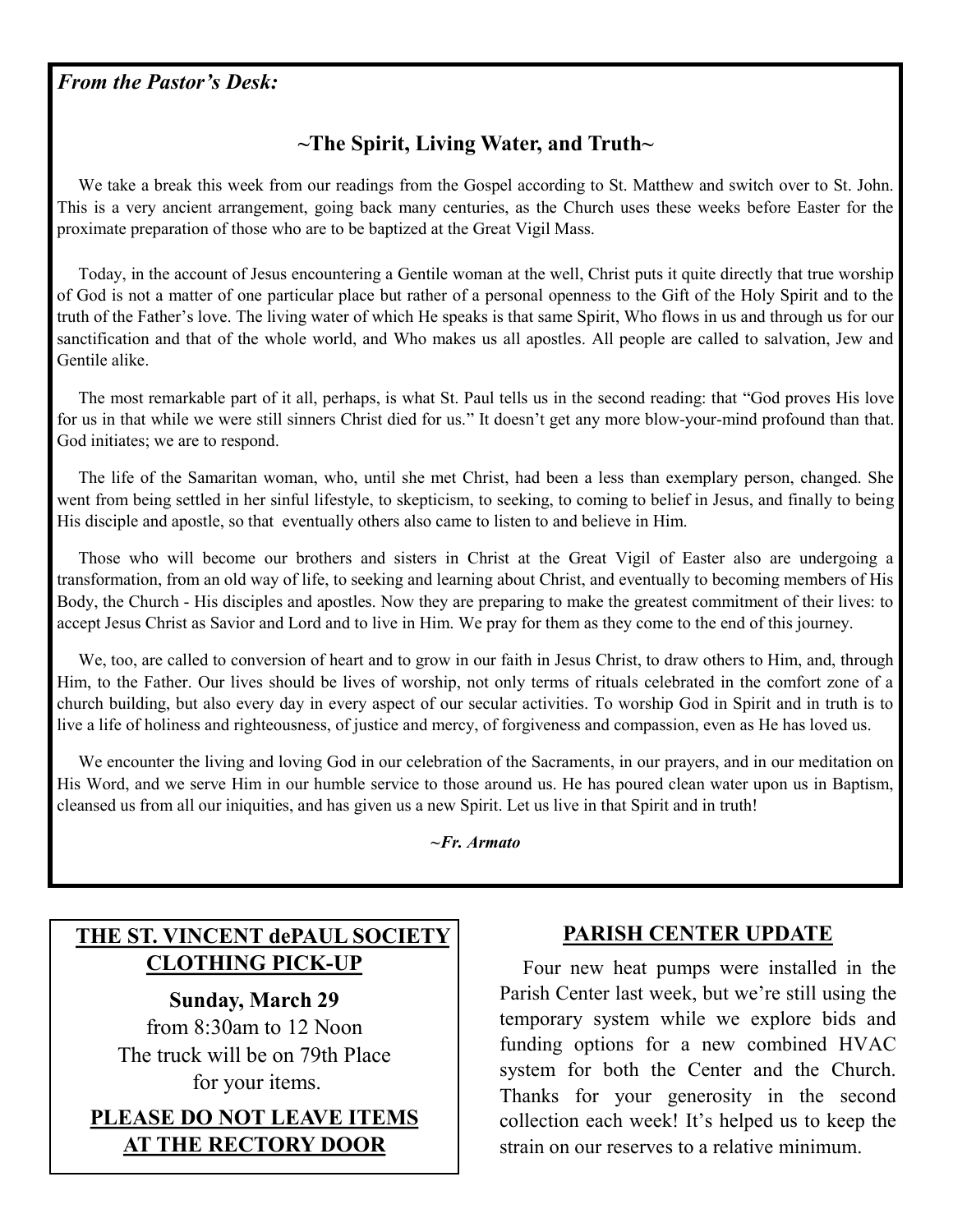*From the Pastor's Desk:*

## ~The Spirit, Living Water, and Truth~

We take a break this week from our readings from the Gospel according to St. Matthew and switch over to St. John. This is a very ancient arrangement, going back many centuries, as the Church uses these weeks before Easter for the proximate preparation of those who are to be baptized at the Great Vigil Mass.

Today, in the account of Jesus encountering a Gentile woman at the well, Christ puts it quite directly that true worship of God is not a matter of one particular place but rather of a personal openness to the Gift of the Holy Spirit and to the truth of the Father's love. The living water of which He speaks is that same Spirit, Who flows in us and through us for our sanctification and that of the whole world, and Who makes us all apostles. All people are called to salvation, Jew and Gentile alike.

The most remarkable part of it all, perhaps, is what St. Paul tells us in the second reading: that "God proves His love for us in that while we were still sinners Christ died for us." It doesn't get any more blow-your-mind profound than that. God initiates; we are to respond.

The life of the Samaritan woman, who, until she met Christ, had been a less than exemplary person, changed. She went from being settled in her sinful lifestyle, to skepticism, to seeking, to coming to belief in Jesus, and finally to being His disciple and apostle, so that eventually others also came to listen to and believe in Him.

Those who will become our brothers and sisters in Christ at the Great Vigil of Easter also are undergoing a transformation, from an old way of life, to seeking and learning about Christ, and eventually to becoming members of His Body, the Church - His disciples and apostles. Now they are preparing to make the greatest commitment of their lives: to accept Jesus Christ as Savior and Lord and to live in Him. We pray for them as they come to the end of this journey.

We, too, are called to conversion of heart and to grow in our faith in Jesus Christ, to draw others to Him, and, through Him, to the Father. Our lives should be lives of worship, not only terms of rituals celebrated in the comfort zone of a church building, but also every day in every aspect of our secular activities. To worship God in Spirit and in truth is to live a life of holiness and righteousness, of justice and mercy, of forgiveness and compassion, even as He has loved us.

We encounter the living and loving God in our celebration of the Sacraments, in our prayers, and in our meditation on His Word, and we serve Him in our humble service to those around us. He has poured clean water upon us in Baptism, cleansed us from all our iniquities, and has given us a new Spirit. Let us live in that Spirit and in truth!

*~Fr. Armato*

## THE ST. VINCENT dePAUL SOCIETY CLOTHING PICK-UP

**Sunday, March 29**

from 8:30am to 12 Noon

The truck will be on 79th Place for your items.

**PLEASE DO NOT LEAVE ITEMS AT THE RECTORY DOOR**

## PARISH CENTER UPDATE

Four new heat pumps were installed in the Parish Center last week, but we're still using the temporary system while we explore bids and funding options for a new combined HVAC system for both the Center and the Church. Thanks for your generosity in the second collection each week! It's helped us to keep the strain on our reserves to a relative minimum.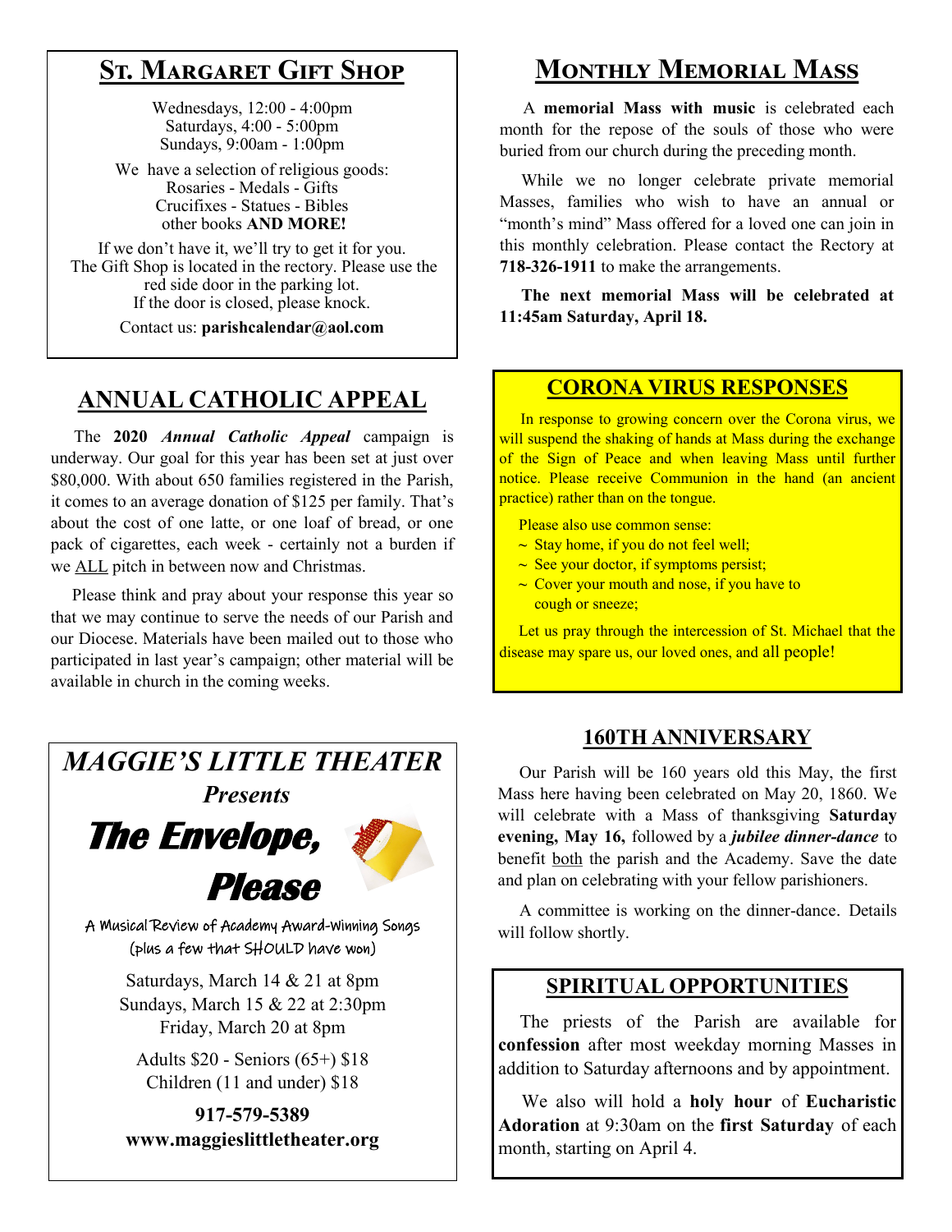## St. Margaret Gift Shop

Wednesdays, 12:00 - 4:00pm
Saturdays, 4:00 - 5:00pm
Sundays, 9:00am - 1:00pm

We have a selection of religious goods:
Rosaries - Medals - Gifts
Crucifixes - Statues - Bibles
other books **AND MORE!**

If we don't have it, we'll try to get it for you.
The Gift Shop is located in the rectory. Please use the red side door in the parking lot.
If the door is closed, please knock.

Contact us: **parishcalendar@aol.com**

## ANNUAL CATHOLIC APPEAL

The **2020** ***Annual Catholic Appeal*** campaign is underway. Our goal for this year has been set at just over $80,000. With about 650 families registered in the Parish, it comes to an average donation of $125 per family. That's about the cost of one latte, or one loaf of bread, or one pack of cigarettes, each week - certainly not a burden if we ALL pitch in between now and Christmas.

Please think and pray about your response this year so that we may continue to serve the needs of our Parish and our Diocese. Materials have been mailed out to those who participated in last year's campaign; other material will be available in church in the coming weeks.

## *MAGGIE'S LITTLE THEATER*

***Presents***

# *The Envelope, Please*

A Musical Review of Academy Award-Winning Songs
(plus a few that SHOULD have won)

Saturdays, March 14 & 21 at 8pm
Sundays, March 15 & 22 at 2:30pm
Friday, March 20 at 8pm

Adults $20 - Seniors (65+) $18
Children (11 and under) $18

**917-579-5389**
**www.maggieslittletheater.org**

## Monthly Memorial Mass

A **memorial Mass with music** is celebrated each month for the repose of the souls of those who were buried from our church during the preceding month.

While we no longer celebrate private memorial Masses, families who wish to have an annual or "month's mind" Mass offered for a loved one can join in this monthly celebration. Please contact the Rectory at **718-326-1911** to make the arrangements.

**The next memorial Mass will be celebrated at 11:45am Saturday, April 18.**

## CORONA VIRUS RESPONSES

In response to growing concern over the Corona virus, we will suspend the shaking of hands at Mass during the exchange of the Sign of Peace and when leaving Mass until further notice. Please receive Communion in the hand (an ancient practice) rather than on the tongue.

Please also use common sense:

- ~ Stay home, if you do not feel well;
- ~ See your doctor, if symptoms persist;
- ~ Cover your mouth and nose, if you have to cough or sneeze;

Let us pray through the intercession of St. Michael that the disease may spare us, our loved ones, and all people!

## 160TH ANNIVERSARY

Our Parish will be 160 years old this May, the first Mass here having been celebrated on May 20, 1860. We will celebrate with a Mass of thanksgiving **Saturday evening, May 16,** followed by a ***jubilee dinner-dance*** to benefit both the parish and the Academy. Save the date and plan on celebrating with your fellow parishioners.

A committee is working on the dinner-dance. Details will follow shortly.

## SPIRITUAL OPPORTUNITIES

The priests of the Parish are available for **confession** after most weekday morning Masses in addition to Saturday afternoons and by appointment.

We also will hold a **holy hour** of **Eucharistic Adoration** at 9:30am on the **first Saturday** of each month, starting on April 4.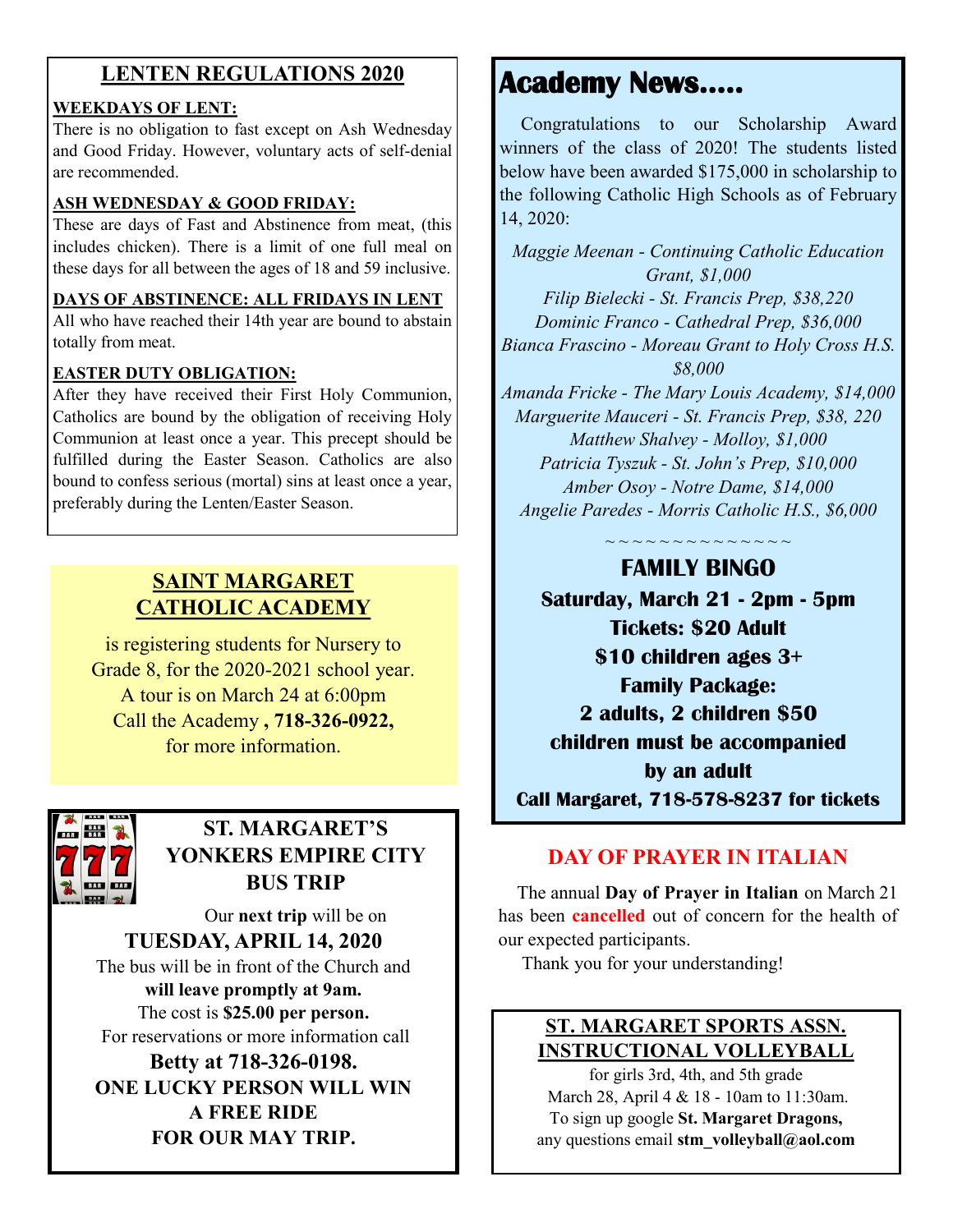## LENTEN REGULATIONS 2020

**WEEKDAYS OF LENT:**
There is no obligation to fast except on Ash Wednesday and Good Friday. However, voluntary acts of self-denial are recommended.

**ASH WEDNESDAY & GOOD FRIDAY:**
These are days of Fast and Abstinence from meat, (this includes chicken). There is a limit of one full meal on these days for all between the ages of 18 and 59 inclusive.

**DAYS OF ABSTINENCE: ALL FRIDAYS IN LENT**
All who have reached their 14th year are bound to abstain totally from meat.

**EASTER DUTY OBLIGATION:**
After they have received their First Holy Communion, Catholics are bound by the obligation of receiving Holy Communion at least once a year. This precept should be fulfilled during the Easter Season. Catholics are also bound to confess serious (mortal) sins at least once a year, preferably during the Lenten/Easter Season.

## SAINT MARGARET CATHOLIC ACADEMY

is registering students for Nursery to Grade 8, for the 2020-2021 school year.
A tour is on March 24 at 6:00pm
Call the Academy **, 718-326-0922,** for more information.

## ST. MARGARET'S YONKERS EMPIRE CITY BUS TRIP

Our **next trip** will be on
**TUESDAY, APRIL 14, 2020**
The bus will be in front of the Church and **will leave promptly at 9am.**
The cost is **$25.00 per person.**
For reservations or more information call
**Betty at 718-326-0198.**
**ONE LUCKY PERSON WILL WIN A FREE RIDE FOR OUR MAY TRIP.**

## Academy News.....

Congratulations to our Scholarship Award winners of the class of 2020! The students listed below have been awarded $175,000 in scholarship to the following Catholic High Schools as of February 14, 2020:

*Maggie Meenan - Continuing Catholic Education Grant, $1,000*
*Filip Bielecki - St. Francis Prep, $38,220*
*Dominic Franco - Cathedral Prep, $36,000*
*Bianca Frascino - Moreau Grant to Holy Cross H.S. $8,000*
*Amanda Fricke - The Mary Louis Academy, $14,000*
*Marguerite Mauceri - St. Francis Prep, $38, 220*
*Matthew Shalvey - Molloy, $1,000*
*Patricia Tyszuk - St. John's Prep, $10,000*
*Amber Osoy - Notre Dame, $14,000*
*Angelie Paredes - Morris Catholic H.S., $6,000*

~ ~ ~ ~ ~ ~ ~ ~ ~ ~ ~ ~ ~ ~

**FAMILY BINGO**
**Saturday, March 21 - 2pm - 5pm**
**Tickets: $20 Adult**
**$10 children ages 3+**
**Family Package:**
**2 adults, 2 children $50**
**children must be accompanied by an adult**
**Call Margaret, 718-578-8237 for tickets**

## DAY OF PRAYER IN ITALIAN

The annual **Day of Prayer in Italian** on March 21 has been **cancelled** out of concern for the health of our expected participants.

Thank you for your understanding!

## ST. MARGARET SPORTS ASSN. INSTRUCTIONAL VOLLEYBALL

for girls 3rd, 4th, and 5th grade
March 28, April 4 & 18 - 10am to 11:30am.
To sign up google **St. Margaret Dragons,**
any questions email **stm_volleyball@aol.com**